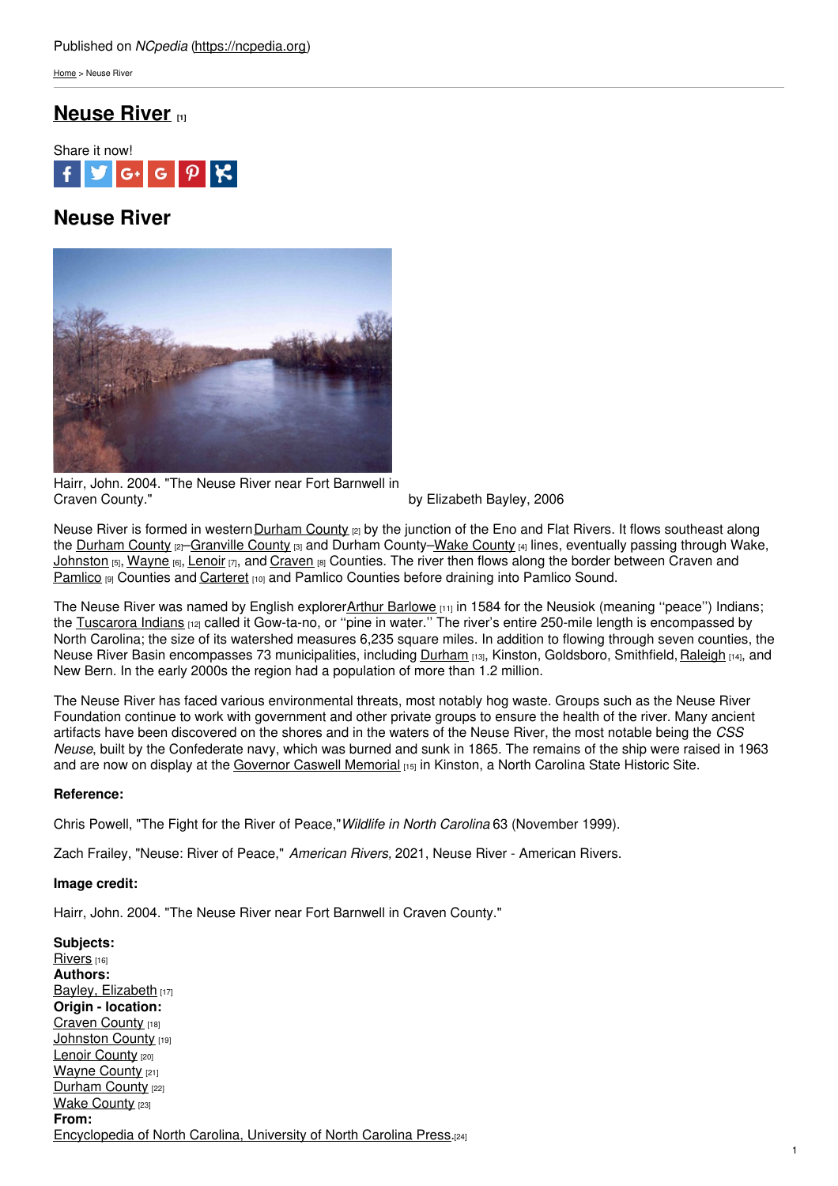Published on *NCpedia* (https://ncpedia.org)

Home > Neuse River

# Neuse River [1]

Share it now!

## Neuse River

Hairr, John. 2004. "The Neuse River near Fort Barnwell in Craven County."

by Elizabeth Bayley, 2006

Neuse River is formed in western Durham County [2] by the junction of the Eno and Flat Rivers. It flows southeast along the Durham County [2]–Granville County [3] and Durham County–Wake County [4] lines, eventually passing through Wake, Johnston [5], Wayne [6], Lenoir [7], and Craven [8] Counties. The river then flows along the border between Craven and Pamlico [9] Counties and Carteret [10] and Pamlico Counties before draining into Pamlico Sound.

The Neuse River was named by English explorer Arthur Barlowe [11] in 1584 for the Neusiok (meaning ''peace'') Indians; the Tuscarora Indians [12] called it Gow-ta-no, or ''pine in water.'' The river's entire 250-mile length is encompassed by North Carolina; the size of its watershed measures 6,235 square miles. In addition to flowing through seven counties, the Neuse River Basin encompasses 73 municipalities, including Durham [13], Kinston, Goldsboro, Smithfield, Raleigh [14], and New Bern. In the early 2000s the region had a population of more than 1.2 million.

The Neuse River has faced various environmental threats, most notably hog waste. Groups such as the Neuse River Foundation continue to work with government and other private groups to ensure the health of the river. Many ancient artifacts have been discovered on the shores and in the waters of the Neuse River, the most notable being the *CSS Neuse*, built by the Confederate navy, which was burned and sunk in 1865. The remains of the ship were raised in 1963 and are now on display at the Governor Caswell Memorial [15] in Kinston, a North Carolina State Historic Site.

**Reference:**

Chris Powell, "The Fight for the River of Peace," *Wildlife in North Carolina* 63 (November 1999).

Zach Frailey, "Neuse: River of Peace," *American Rivers,* 2021, Neuse River - American Rivers.

**Image credit:**

Hairr, John. 2004. "The Neuse River near Fort Barnwell in Craven County."

**Subjects:**
Rivers [16]
**Authors:**
Bayley, Elizabeth [17]
**Origin - location:**
Craven County [18]
Johnston County [19]
Lenoir County [20]
Wayne County [21]
Durham County [22]
Wake County [23]
**From:**
Encyclopedia of North Carolina, University of North Carolina Press.[24]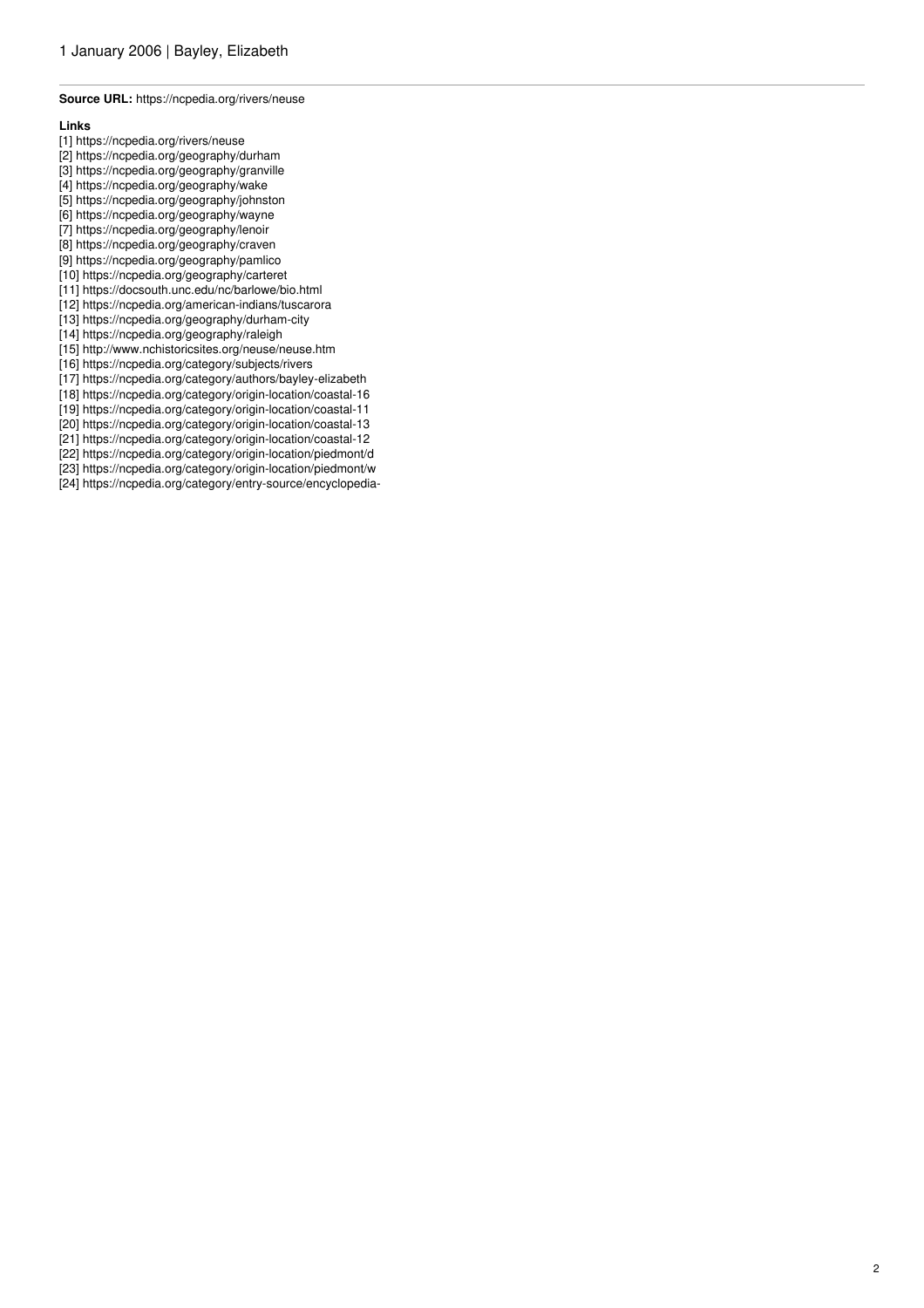1 January 2006 | Bayley, Elizabeth

**Source URL:** https://ncpedia.org/rivers/neuse

**Links**

[1] https://ncpedia.org/rivers/neuse
[2] https://ncpedia.org/geography/durham
[3] https://ncpedia.org/geography/granville
[4] https://ncpedia.org/geography/wake
[5] https://ncpedia.org/geography/johnston
[6] https://ncpedia.org/geography/wayne
[7] https://ncpedia.org/geography/lenoir
[8] https://ncpedia.org/geography/craven
[9] https://ncpedia.org/geography/pamlico
[10] https://ncpedia.org/geography/carteret
[11] https://docsouth.unc.edu/nc/barlowe/bio.html
[12] https://ncpedia.org/american-indians/tuscarora
[13] https://ncpedia.org/geography/durham-city
[14] https://ncpedia.org/geography/raleigh
[15] http://www.nchistoricsites.org/neuse/neuse.htm
[16] https://ncpedia.org/category/subjects/rivers
[17] https://ncpedia.org/category/authors/bayley-elizabeth
[18] https://ncpedia.org/category/origin-location/coastal-16
[19] https://ncpedia.org/category/origin-location/coastal-11
[20] https://ncpedia.org/category/origin-location/coastal-13
[21] https://ncpedia.org/category/origin-location/coastal-12
[22] https://ncpedia.org/category/origin-location/piedmont/d
[23] https://ncpedia.org/category/origin-location/piedmont/w
[24] https://ncpedia.org/category/entry-source/encyclopedia-